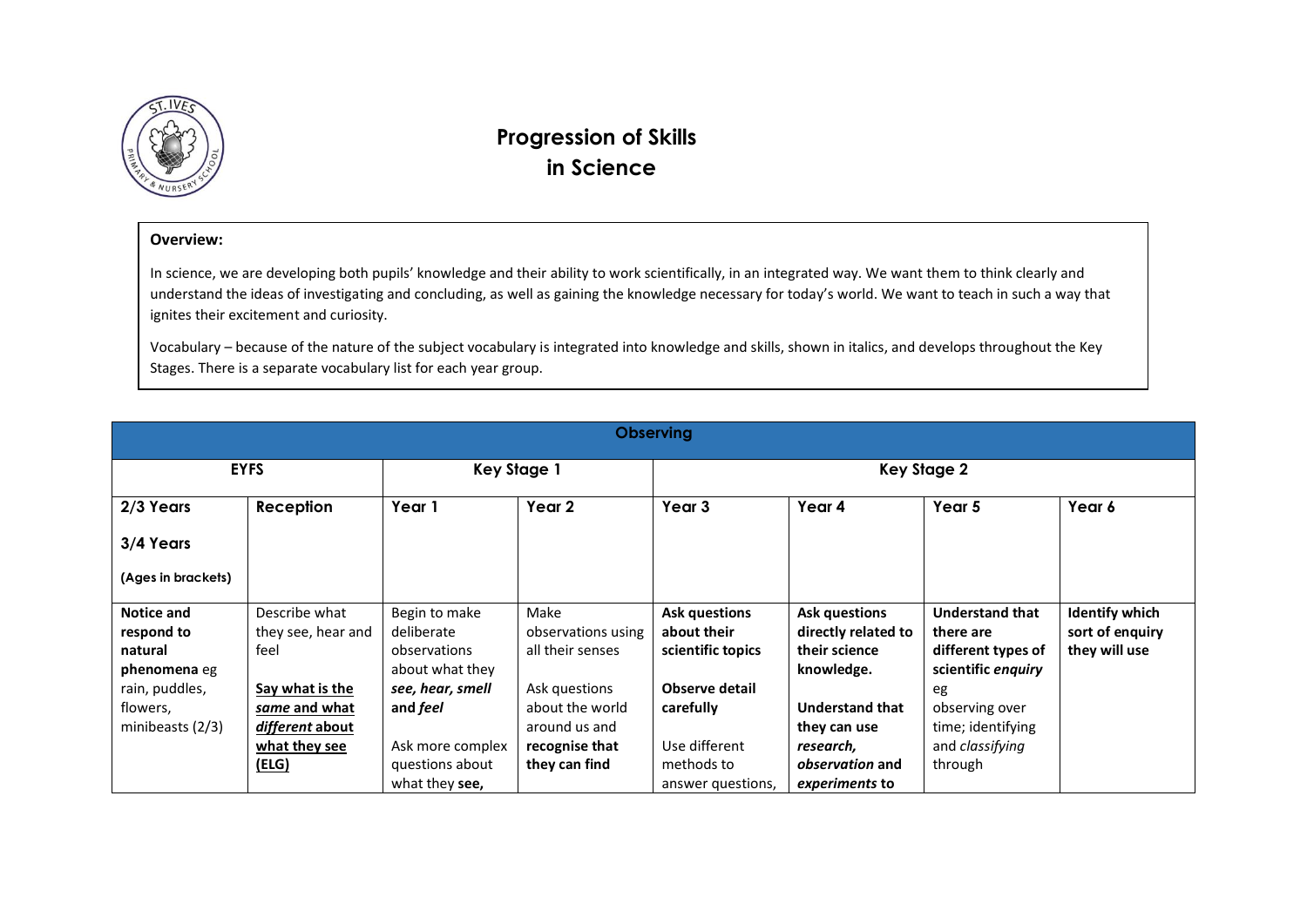# Progression of Skills in Science

**Overview:**

In science, we are developing both pupils' knowledge and their ability to work scientifically, in an integrated way. We want them to think clearly and understand the ideas of investigating and concluding, as well as gaining the knowledge necessary for today's world. We want to teach in such a way that ignites their excitement and curiosity.

Vocabulary – because of the nature of the subject vocabulary is integrated into knowledge and skills, shown in italics, and develops throughout the Key Stages. There is a separate vocabulary list for each year group.

| Observing | | | | | | | |
|---|---|---|---|---|---|---|---|
| **EYFS** | | **Key Stage 1** | | **Key Stage 2** | | | |
| **2/3 Years**<br><br>**3/4 Years**<br><br>**(Ages in brackets)** | **Reception** | **Year 1** | **Year 2** | **Year 3** | **Year 4** | **Year 5** | **Year 6** |
| **Notice and respond to natural phenomena** eg rain, puddles, flowers, minibeasts (2/3) | Describe what they see, hear and feel<br><br>**Say what is the *same* and what *different* about what they see (ELG)** | Begin to make deliberate observations about what they ***see, hear, smell*** **and *feel***<br><br>Ask more complex questions about what they **see,** | Make observations using all their senses<br><br>Ask questions about the world around us and **recognise that they can find** | **Ask questions about their scientific topics**<br><br>**Observe detail carefully**<br><br>Use different methods to answer questions, | **Ask questions directly related to their science knowledge.**<br><br>**Understand that they can use *research, observation* and *experiments* to** | **Understand that there are different types of scientific *enquiry*** eg observing over time; identifying and *classifying* through | **Identify which sort of enquiry they will use** |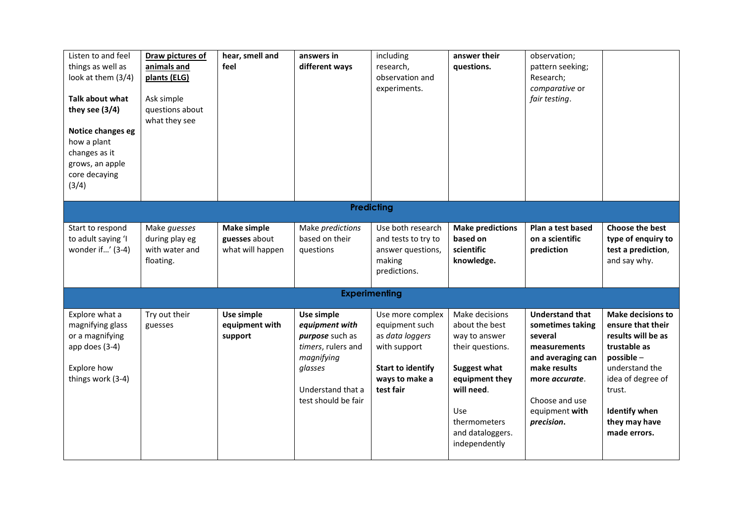| | | | | | | | |
|---|---|---|---|---|---|---|---|
| Listen to and feel things as well as look at them (3/4)<br><br>**Talk about what they see (3/4)**<br><br>**Notice changes eg** how a plant changes as it grows, an apple core decaying (3/4) | **Draw pictures of animals and plants (ELG)**<br><br>Ask simple questions about what they see | **hear, smell and feel** | **answers in different ways** | including research, observation and experiments. | **answer their questions.** | observation; pattern seeking; Research; *comparative* or *fair testing*. | |
| **Predicting** | | | | | | | |
| Start to respond to adult saying 'I wonder if…' (3-4) | Make *guesses* during play eg with water and floating. | **Make simple guesses** about what will happen | Make *predictions* based on their questions | Use both research and tests to try to answer questions, making predictions. | **Make predictions based on scientific knowledge.** | **Plan a test based on a scientific prediction** | **Choose the best type of enquiry to test a prediction**, and say why. |
| **Experimenting** | | | | | | | |
| Explore what a magnifying glass or a magnifying app does (3-4)<br><br>Explore how things work (3-4) | Try out their guesses | **Use simple equipment with support** | **Use simple *equipment with purpose*** such as *timers*, rulers and *magnifying glasses*<br><br>Understand that a test should be fair | Use more complex equipment such as *data loggers* with support<br><br>**Start to identify ways to make a test fair** | Make decisions about the best way to answer their questions.<br><br>**Suggest what equipment they will need.**<br><br>Use thermometers and dataloggers. independently | **Understand that sometimes taking several measurements and averaging can make results more *accurate*.**<br><br>Choose and use equipment **with *precision*.** | **Make decisions to ensure that their results will be as trustable as possible** – understand the idea of degree of trust.<br><br>**Identify when they may have made errors.** |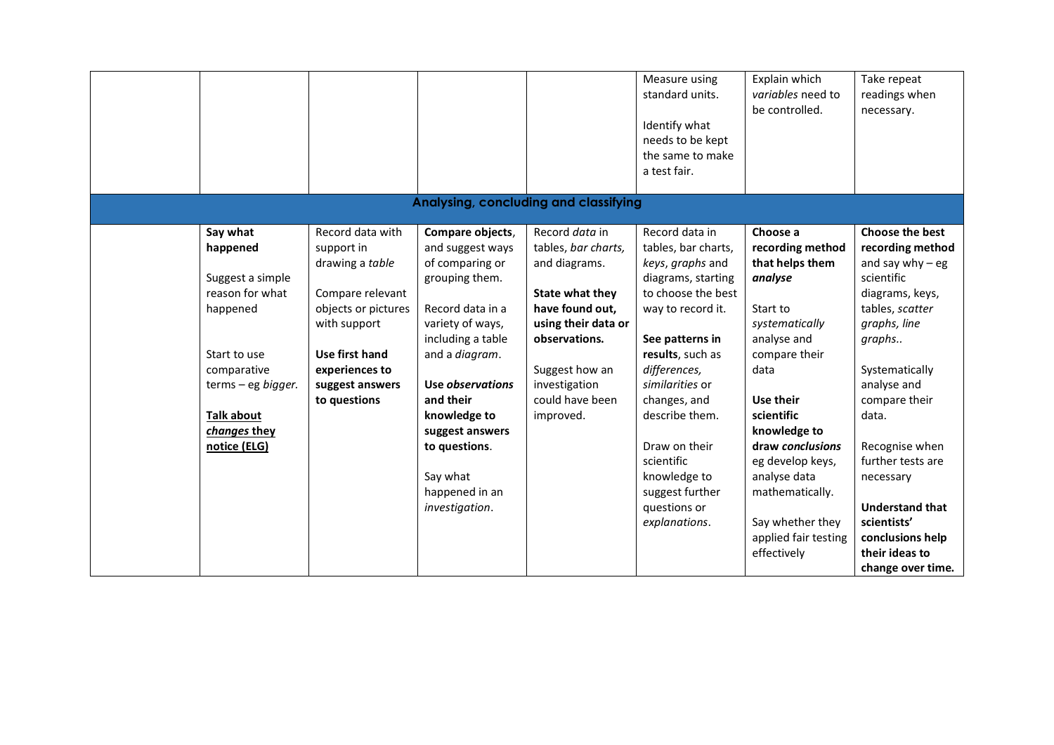| | | | | | | | |
|---|---|---|---|---|---|---|---|
| | | | | | Measure using standard units.<br><br>Identify what needs to be kept the same to make a test fair. | Explain which *variables* need to be controlled. | Take repeat readings when necessary. |
| **Analysing, concluding and classifying** | | | | | | | |
| | **Say what happened**<br><br>Suggest a simple reason for what happened<br><br>Start to use comparative terms – eg *bigger.*<br><br>**Talk about *changes* they notice (ELG)** | Record data with support in drawing a *table*<br><br>Compare relevant objects or pictures with support<br><br>**Use first hand experiences to suggest answers to questions** | **Compare objects**, and suggest ways of comparing or grouping them.<br><br>Record data in a variety of ways, including a table and a *diagram*.<br><br>**Use *observations* and their knowledge to suggest answers to questions**.<br><br>Say what happened in an *investigation*. | Record *data* in tables, *bar charts,* and diagrams.<br><br>**State what they have found out, using their data or observations.**<br><br>Suggest how an investigation could have been improved. | Record data in tables, bar charts, *keys*, *graphs* and diagrams, starting to choose the best way to record it.<br><br>**See patterns in results**, such as *differences, similarities* or changes, and describe them.<br><br>Draw on their scientific knowledge to suggest further questions or *explanations*. | **Choose a recording method that helps them *analyse***<br><br>Start to *systematically* analyse and compare their data<br><br>**Use their scientific knowledge to draw *conclusions*** eg develop keys, analyse data mathematically.<br><br>Say whether they applied fair testing effectively | **Choose the best recording method** and say why – eg scientific diagrams, keys, tables, *scatter graphs, line graphs..*<br><br>Systematically analyse and compare their data.<br><br>Recognise when further tests are necessary<br><br>**Understand that scientists' conclusions help their ideas to change over time.** |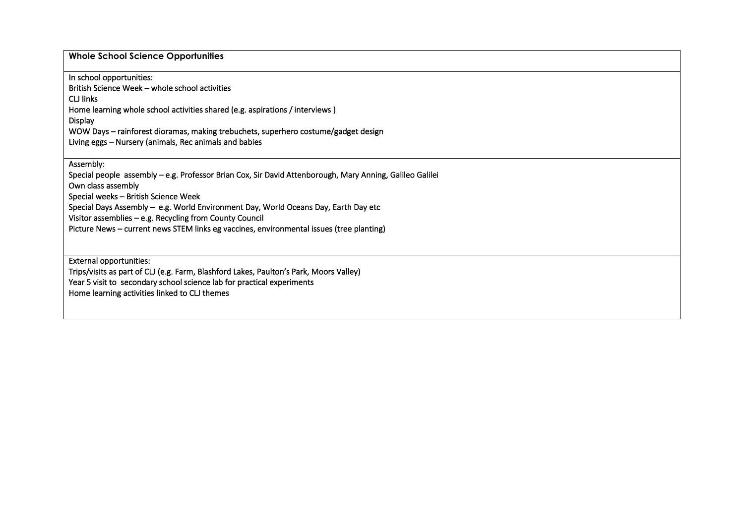| **Whole School Science Opportunities** |
| --- |
| In school opportunities:<br>British Science Week – whole school activities<br>CLJ links<br>Home learning whole school activities shared (e.g. aspirations / interviews )<br>Display<br>WOW Days – rainforest dioramas, making trebuchets, superhero costume/gadget design<br>Living eggs – Nursery (animals, Rec animals and babies |
| Assembly:<br>Special people assembly – e.g. Professor Brian Cox, Sir David Attenborough, Mary Anning, Galileo Galilei<br>Own class assembly<br>Special weeks – British Science Week<br>Special Days Assembly – e.g. World Environment Day, World Oceans Day, Earth Day etc<br>Visitor assemblies – e.g. Recycling from County Council<br>Picture News – current news STEM links eg vaccines, environmental issues (tree planting) |
| External opportunities:<br>Trips/visits as part of CLJ (e.g. Farm, Blashford Lakes, Paulton's Park, Moors Valley)<br>Year 5 visit to secondary school science lab for practical experiments<br>Home learning activities linked to CLJ themes |